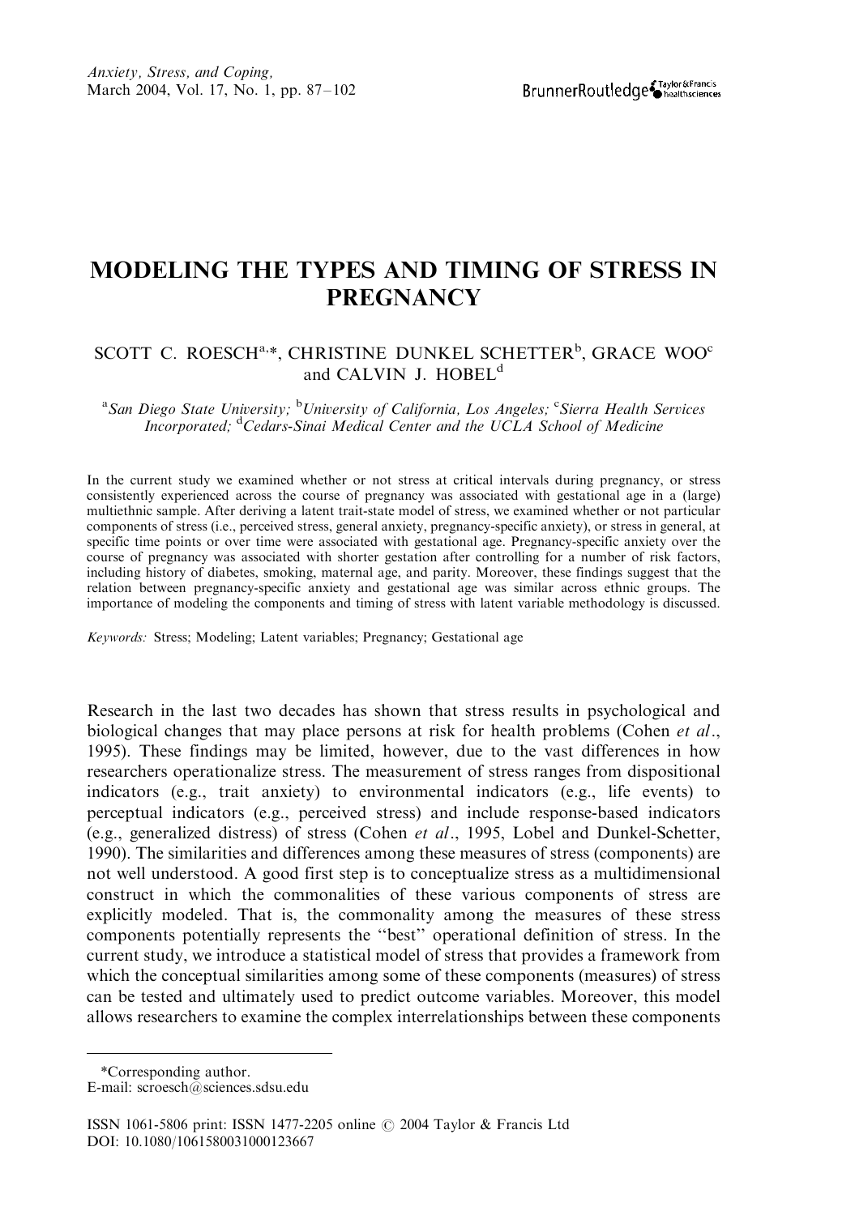# MODELING THE TYPES AND TIMING OF STRESS IN PREGNANCY

SCOTT C. ROESCH[a,*], CHRISTINE DUNKEL SCHETTER[b], GRACE WOO[c] and CALVIN J. HOBEL[d]

[a]*San Diego State University;* [b]*University of California, Los Angeles;* [c]*Sierra Health Services Incorporated;* [d]*Cedars-Sinai Medical Center and the UCLA School of Medicine*

In the current study we examined whether or not stress at critical intervals during pregnancy, or stress consistently experienced across the course of pregnancy was associated with gestational age in a (large) multiethnic sample. After deriving a latent trait-state model of stress, we examined whether or not particular components of stress (i.e., perceived stress, general anxiety, pregnancy-specific anxiety), or stress in general, at specific time points or over time were associated with gestational age. Pregnancy-specific anxiety over the course of pregnancy was associated with shorter gestation after controlling for a number of risk factors, including history of diabetes, smoking, maternal age, and parity. Moreover, these findings suggest that the relation between pregnancy-specific anxiety and gestational age was similar across ethnic groups. The importance of modeling the components and timing of stress with latent variable methodology is discussed.

*Keywords:* Stress; Modeling; Latent variables; Pregnancy; Gestational age

Research in the last two decades has shown that stress results in psychological and biological changes that may place persons at risk for health problems (Cohen *et al*., 1995). These findings may be limited, however, due to the vast differences in how researchers operationalize stress. The measurement of stress ranges from dispositional indicators (e.g., trait anxiety) to environmental indicators (e.g., life events) to perceptual indicators (e.g., perceived stress) and include response-based indicators (e.g., generalized distress) of stress (Cohen *et al*., 1995, Lobel and Dunkel-Schetter, 1990). The similarities and differences among these measures of stress (components) are not well understood. A good first step is to conceptualize stress as a multidimensional construct in which the commonalities of these various components of stress are explicitly modeled. That is, the commonality among the measures of these stress components potentially represents the "best" operational definition of stress. In the current study, we introduce a statistical model of stress that provides a framework from which the conceptual similarities among some of these components (measures) of stress can be tested and ultimately used to predict outcome variables. Moreover, this model allows researchers to examine the complex interrelationships between these components

*Corresponding author.
E-mail: scroesch@sciences.sdsu.edu

ISSN 1061-5806 print: ISSN 1477-2205 online © 2004 Taylor & Francis Ltd
DOI: 10.1080/1061580031000123667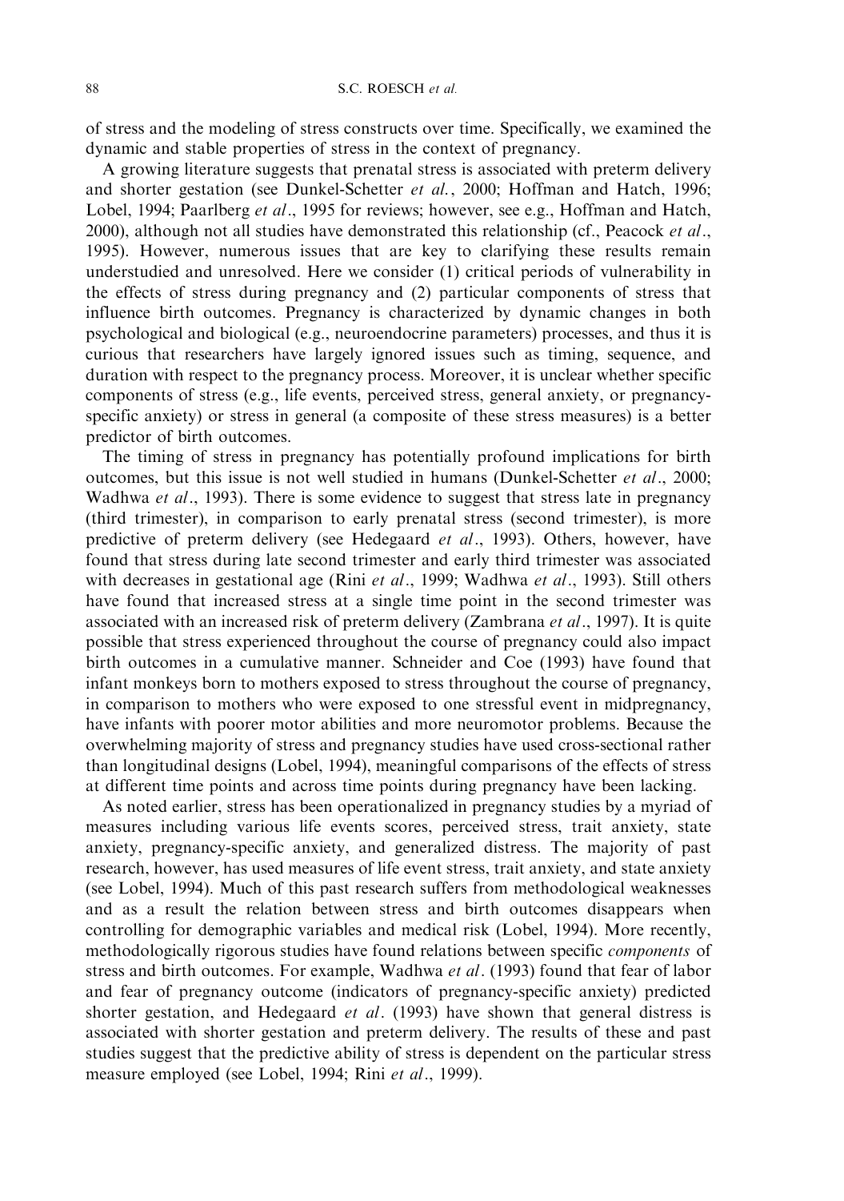of stress and the modeling of stress constructs over time. Specifically, we examined the dynamic and stable properties of stress in the context of pregnancy.

A growing literature suggests that prenatal stress is associated with preterm delivery and shorter gestation (see Dunkel-Schetter *et al.*, 2000; Hoffman and Hatch, 1996; Lobel, 1994; Paarlberg *et al*., 1995 for reviews; however, see e.g., Hoffman and Hatch, 2000), although not all studies have demonstrated this relationship (cf., Peacock *et al*., 1995). However, numerous issues that are key to clarifying these results remain understudied and unresolved. Here we consider (1) critical periods of vulnerability in the effects of stress during pregnancy and (2) particular components of stress that influence birth outcomes. Pregnancy is characterized by dynamic changes in both psychological and biological (e.g., neuroendocrine parameters) processes, and thus it is curious that researchers have largely ignored issues such as timing, sequence, and duration with respect to the pregnancy process. Moreover, it is unclear whether specific components of stress (e.g., life events, perceived stress, general anxiety, or pregnancy-specific anxiety) or stress in general (a composite of these stress measures) is a better predictor of birth outcomes.

The timing of stress in pregnancy has potentially profound implications for birth outcomes, but this issue is not well studied in humans (Dunkel-Schetter *et al*., 2000; Wadhwa *et al*., 1993). There is some evidence to suggest that stress late in pregnancy (third trimester), in comparison to early prenatal stress (second trimester), is more predictive of preterm delivery (see Hedegaard *et al*., 1993). Others, however, have found that stress during late second trimester and early third trimester was associated with decreases in gestational age (Rini *et al*., 1999; Wadhwa *et al*., 1993). Still others have found that increased stress at a single time point in the second trimester was associated with an increased risk of preterm delivery (Zambrana *et al*., 1997). It is quite possible that stress experienced throughout the course of pregnancy could also impact birth outcomes in a cumulative manner. Schneider and Coe (1993) have found that infant monkeys born to mothers exposed to stress throughout the course of pregnancy, in comparison to mothers who were exposed to one stressful event in midpregnancy, have infants with poorer motor abilities and more neuromotor problems. Because the overwhelming majority of stress and pregnancy studies have used cross-sectional rather than longitudinal designs (Lobel, 1994), meaningful comparisons of the effects of stress at different time points and across time points during pregnancy have been lacking.

As noted earlier, stress has been operationalized in pregnancy studies by a myriad of measures including various life events scores, perceived stress, trait anxiety, state anxiety, pregnancy-specific anxiety, and generalized distress. The majority of past research, however, has used measures of life event stress, trait anxiety, and state anxiety (see Lobel, 1994). Much of this past research suffers from methodological weaknesses and as a result the relation between stress and birth outcomes disappears when controlling for demographic variables and medical risk (Lobel, 1994). More recently, methodologically rigorous studies have found relations between specific *components* of stress and birth outcomes. For example, Wadhwa *et al*. (1993) found that fear of labor and fear of pregnancy outcome (indicators of pregnancy-specific anxiety) predicted shorter gestation, and Hedegaard *et al*. (1993) have shown that general distress is associated with shorter gestation and preterm delivery. The results of these and past studies suggest that the predictive ability of stress is dependent on the particular stress measure employed (see Lobel, 1994; Rini *et al*., 1999).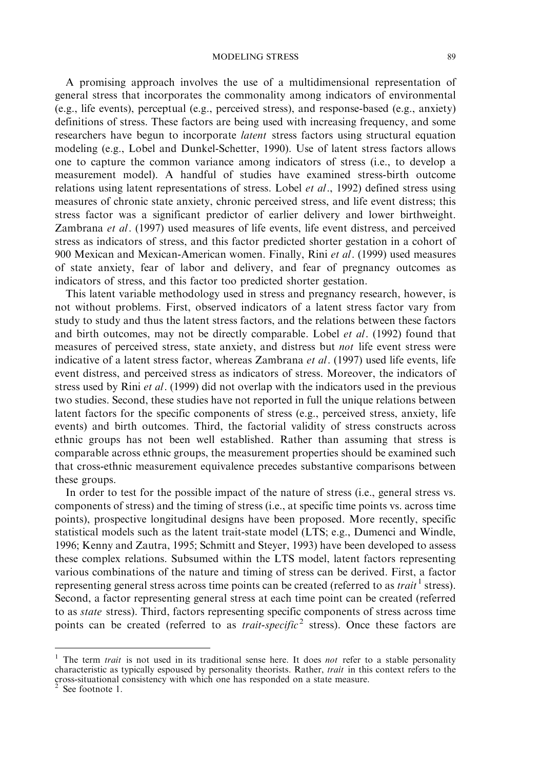A promising approach involves the use of a multidimensional representation of general stress that incorporates the commonality among indicators of environmental (e.g., life events), perceptual (e.g., perceived stress), and response-based (e.g., anxiety) definitions of stress. These factors are being used with increasing frequency, and some researchers have begun to incorporate *latent* stress factors using structural equation modeling (e.g., Lobel and Dunkel-Schetter, 1990). Use of latent stress factors allows one to capture the common variance among indicators of stress (i.e., to develop a measurement model). A handful of studies have examined stress-birth outcome relations using latent representations of stress. Lobel *et al*., 1992) defined stress using measures of chronic state anxiety, chronic perceived stress, and life event distress; this stress factor was a significant predictor of earlier delivery and lower birthweight. Zambrana *et al*. (1997) used measures of life events, life event distress, and perceived stress as indicators of stress, and this factor predicted shorter gestation in a cohort of 900 Mexican and Mexican-American women. Finally, Rini *et al*. (1999) used measures of state anxiety, fear of labor and delivery, and fear of pregnancy outcomes as indicators of stress, and this factor too predicted shorter gestation.

This latent variable methodology used in stress and pregnancy research, however, is not without problems. First, observed indicators of a latent stress factor vary from study to study and thus the latent stress factors, and the relations between these factors and birth outcomes, may not be directly comparable. Lobel *et al*. (1992) found that measures of perceived stress, state anxiety, and distress but *not* life event stress were indicative of a latent stress factor, whereas Zambrana *et al*. (1997) used life events, life event distress, and perceived stress as indicators of stress. Moreover, the indicators of stress used by Rini *et al*. (1999) did not overlap with the indicators used in the previous two studies. Second, these studies have not reported in full the unique relations between latent factors for the specific components of stress (e.g., perceived stress, anxiety, life events) and birth outcomes. Third, the factorial validity of stress constructs across ethnic groups has not been well established. Rather than assuming that stress is comparable across ethnic groups, the measurement properties should be examined such that cross-ethnic measurement equivalence precedes substantive comparisons between these groups.

In order to test for the possible impact of the nature of stress (i.e., general stress vs. components of stress) and the timing of stress (i.e., at specific time points vs. across time points), prospective longitudinal designs have been proposed. More recently, specific statistical models such as the latent trait-state model (LTS; e.g., Dumenci and Windle, 1996; Kenny and Zautra, 1995; Schmitt and Steyer, 1993) have been developed to assess these complex relations. Subsumed within the LTS model, latent factors representing various combinations of the nature and timing of stress can be derived. First, a factor representing general stress across time points can be created (referred to as *trait*[1] stress). Second, a factor representing general stress at each time point can be created (referred to as *state* stress). Third, factors representing specific components of stress across time points can be created (referred to as *trait-specific*[2] stress). Once these factors are

[1] The term *trait* is not used in its traditional sense here. It does *not* refer to a stable personality characteristic as typically espoused by personality theorists. Rather, *trait* in this context refers to the cross-situational consistency with which one has responded on a state measure.

[2] See footnote 1.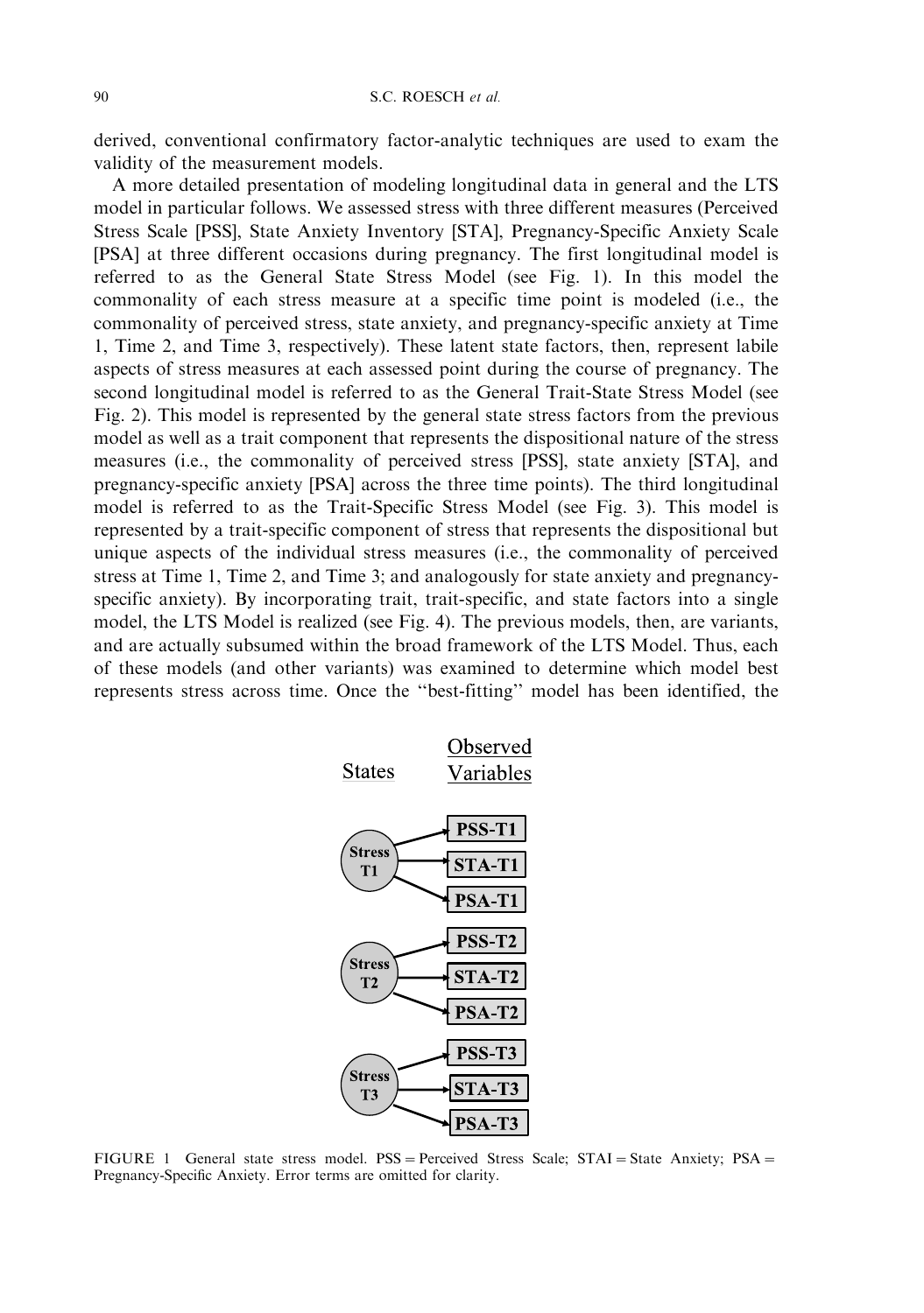derived, conventional confirmatory factor-analytic techniques are used to exam the validity of the measurement models.

A more detailed presentation of modeling longitudinal data in general and the LTS model in particular follows. We assessed stress with three different measures (Perceived Stress Scale [PSS], State Anxiety Inventory [STA], Pregnancy-Specific Anxiety Scale [PSA] at three different occasions during pregnancy. The first longitudinal model is referred to as the General State Stress Model (see Fig. 1). In this model the commonality of each stress measure at a specific time point is modeled (i.e., the commonality of perceived stress, state anxiety, and pregnancy-specific anxiety at Time 1, Time 2, and Time 3, respectively). These latent state factors, then, represent labile aspects of stress measures at each assessed point during the course of pregnancy. The second longitudinal model is referred to as the General Trait-State Stress Model (see Fig. 2). This model is represented by the general state stress factors from the previous model as well as a trait component that represents the dispositional nature of the stress measures (i.e., the commonality of perceived stress [PSS], state anxiety [STA], and pregnancy-specific anxiety [PSA] across the three time points). The third longitudinal model is referred to as the Trait-Specific Stress Model (see Fig. 3). This model is represented by a trait-specific component of stress that represents the dispositional but unique aspects of the individual stress measures (i.e., the commonality of perceived stress at Time 1, Time 2, and Time 3; and analogously for state anxiety and pregnancy-specific anxiety). By incorporating trait, trait-specific, and state factors into a single model, the LTS Model is realized (see Fig. 4). The previous models, then, are variants, and are actually subsumed within the broad framework of the LTS Model. Thus, each of these models (and other variants) was examined to determine which model best represents stress across time. Once the "best-fitting" model has been identified, the

States — Observed Variables

Stress T1 → PSS-T1, STA-T1, PSA-T1

Stress T2 → PSS-T2, STA-T2, PSA-T2

Stress T3 → PSS-T3, STA-T3, PSA-T3

FIGURE 1 General state stress model. PSS = Perceived Stress Scale; STAI = State Anxiety; PSA = Pregnancy-Specific Anxiety. Error terms are omitted for clarity.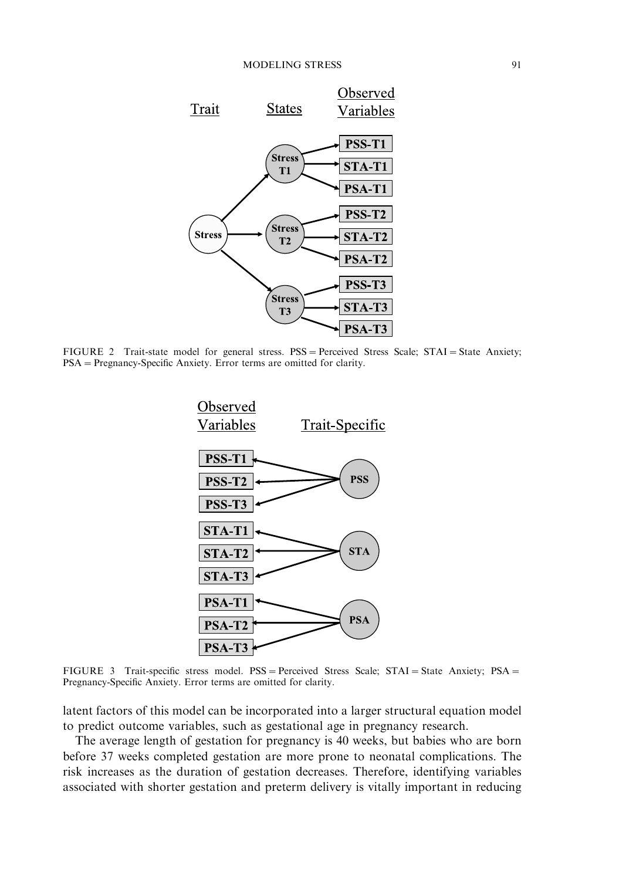FIGURE 2 Trait-state model for general stress. PSS = Perceived Stress Scale; STAI = State Anxiety; PSA = Pregnancy-Specific Anxiety. Error terms are omitted for clarity.

FIGURE 3 Trait-specific stress model. PSS = Perceived Stress Scale; STAI = State Anxiety; PSA = Pregnancy-Specific Anxiety. Error terms are omitted for clarity.

latent factors of this model can be incorporated into a larger structural equation model to predict outcome variables, such as gestational age in pregnancy research.

The average length of gestation for pregnancy is 40 weeks, but babies who are born before 37 weeks completed gestation are more prone to neonatal complications. The risk increases as the duration of gestation decreases. Therefore, identifying variables associated with shorter gestation and preterm delivery is vitally important in reducing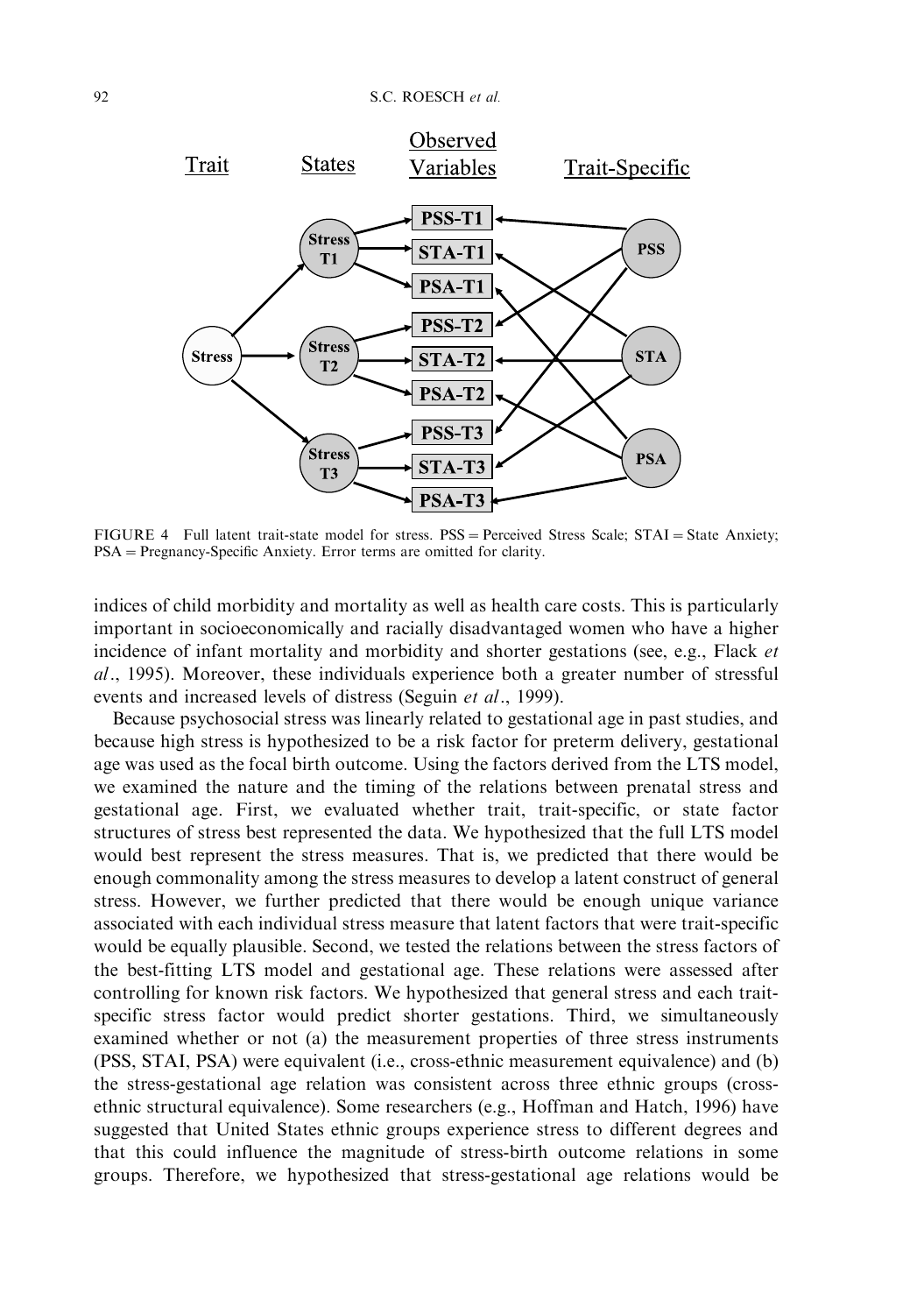FIGURE 4 Full latent trait-state model for stress. PSS = Perceived Stress Scale; STAI = State Anxiety; PSA = Pregnancy-Specific Anxiety. Error terms are omitted for clarity.

indices of child morbidity and mortality as well as health care costs. This is particularly important in socioeconomically and racially disadvantaged women who have a higher incidence of infant mortality and morbidity and shorter gestations (see, e.g., Flack *et al*., 1995). Moreover, these individuals experience both a greater number of stressful events and increased levels of distress (Seguin *et al*., 1999).

Because psychosocial stress was linearly related to gestational age in past studies, and because high stress is hypothesized to be a risk factor for preterm delivery, gestational age was used as the focal birth outcome. Using the factors derived from the LTS model, we examined the nature and the timing of the relations between prenatal stress and gestational age. First, we evaluated whether trait, trait-specific, or state factor structures of stress best represented the data. We hypothesized that the full LTS model would best represent the stress measures. That is, we predicted that there would be enough commonality among the stress measures to develop a latent construct of general stress. However, we further predicted that there would be enough unique variance associated with each individual stress measure that latent factors that were trait-specific would be equally plausible. Second, we tested the relations between the stress factors of the best-fitting LTS model and gestational age. These relations were assessed after controlling for known risk factors. We hypothesized that general stress and each trait-specific stress factor would predict shorter gestations. Third, we simultaneously examined whether or not (a) the measurement properties of three stress instruments (PSS, STAI, PSA) were equivalent (i.e., cross-ethnic measurement equivalence) and (b) the stress-gestational age relation was consistent across three ethnic groups (cross-ethnic structural equivalence). Some researchers (e.g., Hoffman and Hatch, 1996) have suggested that United States ethnic groups experience stress to different degrees and that this could influence the magnitude of stress-birth outcome relations in some groups. Therefore, we hypothesized that stress-gestational age relations would be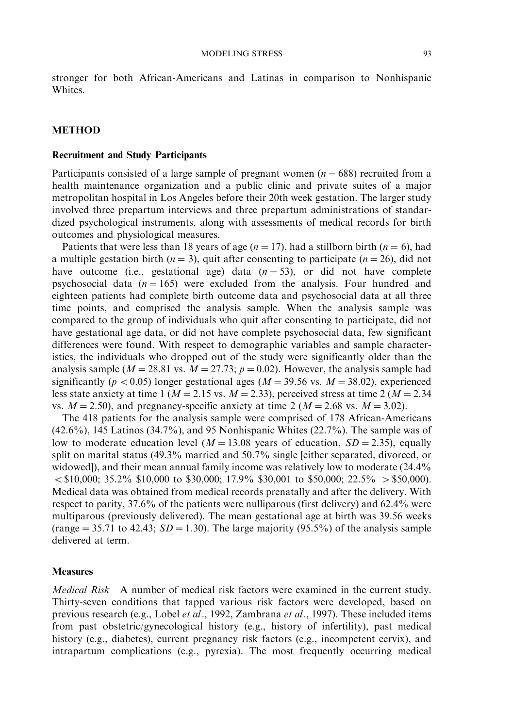stronger for both African-Americans and Latinas in comparison to Nonhispanic Whites.

## METHOD

### Recruitment and Study Participants

Participants consisted of a large sample of pregnant women ($n = 688$) recruited from a health maintenance organization and a public clinic and private suites of a major metropolitan hospital in Los Angeles before their 20th week gestation. The larger study involved three prepartum interviews and three prepartum administrations of standardized psychological instruments, along with assessments of medical records for birth outcomes and physiological measures.

Patients that were less than 18 years of age ($n = 17$), had a stillborn birth ($n = 6$), had a multiple gestation birth ($n = 3$), quit after consenting to participate ($n = 26$), did not have outcome (i.e., gestational age) data ($n = 53$), or did not have complete psychosocial data ($n = 165$) were excluded from the analysis. Four hundred and eighteen patients had complete birth outcome data and psychosocial data at all three time points, and comprised the analysis sample. When the analysis sample was compared to the group of individuals who quit after consenting to participate, did not have gestational age data, or did not have complete psychosocial data, few significant differences were found. With respect to demographic variables and sample characteristics, the individuals who dropped out of the study were significantly older than the analysis sample ($M = 28.81$ vs. $M = 27.73$; $p = 0.02$). However, the analysis sample had significantly ($p < 0.05$) longer gestational ages ($M = 39.56$ vs. $M = 38.02$), experienced less state anxiety at time 1 ($M = 2.15$ vs. $M = 2.33$), perceived stress at time 2 ($M = 2.34$ vs. $M = 2.50$), and pregnancy-specific anxiety at time 2 ($M = 2.68$ vs. $M = 3.02$).

The 418 patients for the analysis sample were comprised of 178 African-Americans (42.6%), 145 Latinos (34.7%), and 95 Nonhispanic Whites (22.7%). The sample was of low to moderate education level ($M = 13.08$ years of education, $SD = 2.35$), equally split on marital status (49.3% married and 50.7% single [either separated, divorced, or widowed]), and their mean annual family income was relatively low to moderate (24.4% < \$10,000; 35.2% \$10,000 to \$30,000; 17.9% \$30,001 to \$50,000; 22.5% > \$50,000). Medical data was obtained from medical records prenatally and after the delivery. With respect to parity, 37.6% of the patients were nulliparous (first delivery) and 62.4% were multiparous (previously delivered). The mean gestational age at birth was 39.56 weeks (range = 35.71 to 42.43; $SD = 1.30$). The large majority (95.5%) of the analysis sample delivered at term.

### Measures

*Medical Risk* A number of medical risk factors were examined in the current study. Thirty-seven conditions that tapped various risk factors were developed, based on previous research (e.g., Lobel *et al*., 1992, Zambrana *et al*., 1997). These included items from past obstetric/gynecological history (e.g., history of infertility), past medical history (e.g., diabetes), current pregnancy risk factors (e.g., incompetent cervix), and intrapartum complications (e.g., pyrexia). The most frequently occurring medical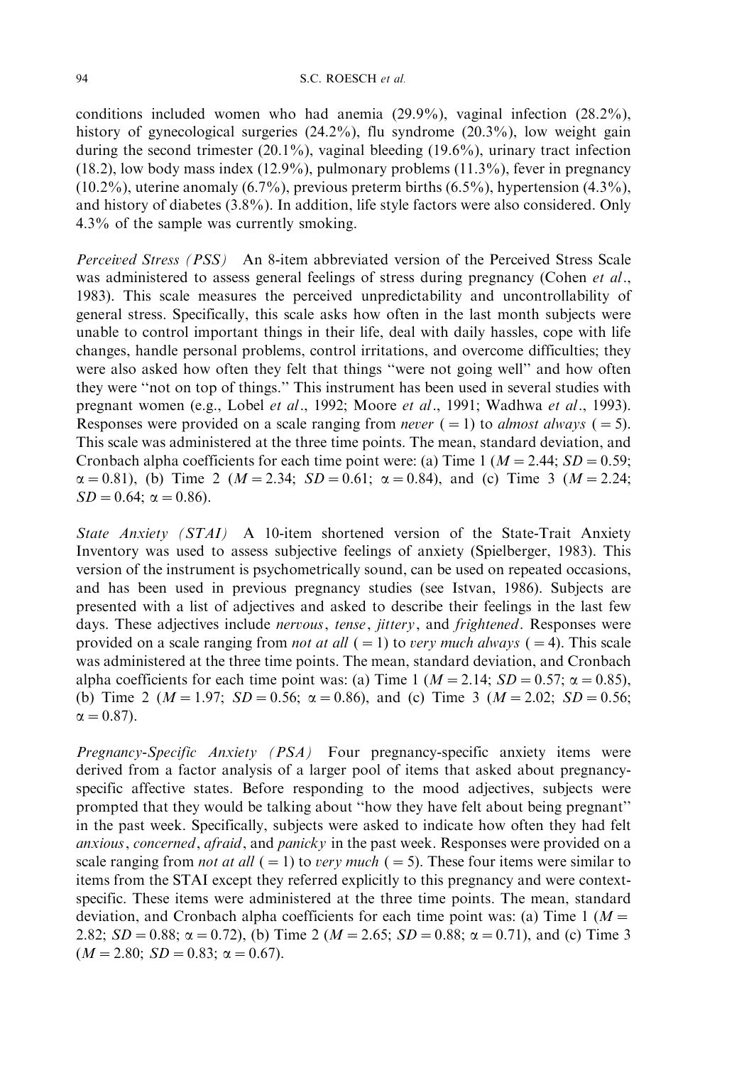conditions included women who had anemia (29.9%), vaginal infection (28.2%), history of gynecological surgeries (24.2%), flu syndrome (20.3%), low weight gain during the second trimester (20.1%), vaginal bleeding (19.6%), urinary tract infection (18.2), low body mass index (12.9%), pulmonary problems (11.3%), fever in pregnancy (10.2%), uterine anomaly (6.7%), previous preterm births (6.5%), hypertension (4.3%), and history of diabetes (3.8%). In addition, life style factors were also considered. Only 4.3% of the sample was currently smoking.

*Perceived Stress (PSS)* An 8-item abbreviated version of the Perceived Stress Scale was administered to assess general feelings of stress during pregnancy (Cohen *et al*., 1983). This scale measures the perceived unpredictability and uncontrollability of general stress. Specifically, this scale asks how often in the last month subjects were unable to control important things in their life, deal with daily hassles, cope with life changes, handle personal problems, control irritations, and overcome difficulties; they were also asked how often they felt that things "were not going well" and how often they were "not on top of things." This instrument has been used in several studies with pregnant women (e.g., Lobel *et al*., 1992; Moore *et al*., 1991; Wadhwa *et al*., 1993). Responses were provided on a scale ranging from *never* ($=1$) to *almost always* ($=5$). This scale was administered at the three time points. The mean, standard deviation, and Cronbach alpha coefficients for each time point were: (a) Time 1 ($M = 2.44$; $SD = 0.59$; $\alpha = 0.81$), (b) Time 2 ($M = 2.34$; $SD = 0.61$; $\alpha = 0.84$), and (c) Time 3 ($M = 2.24$; $SD = 0.64$; $\alpha = 0.86$).

*State Anxiety (STAI)* A 10-item shortened version of the State-Trait Anxiety Inventory was used to assess subjective feelings of anxiety (Spielberger, 1983). This version of the instrument is psychometrically sound, can be used on repeated occasions, and has been used in previous pregnancy studies (see Istvan, 1986). Subjects are presented with a list of adjectives and asked to describe their feelings in the last few days. These adjectives include *nervous*, *tense*, *jittery*, and *frightened*. Responses were provided on a scale ranging from *not at all* ($=1$) to *very much always* ($=4$). This scale was administered at the three time points. The mean, standard deviation, and Cronbach alpha coefficients for each time point was: (a) Time 1 ($M = 2.14$; $SD = 0.57$; $\alpha = 0.85$), (b) Time 2 ($M = 1.97$; $SD = 0.56$; $\alpha = 0.86$), and (c) Time 3 ($M = 2.02$; $SD = 0.56$; $\alpha = 0.87$).

*Pregnancy-Specific Anxiety (PSA)* Four pregnancy-specific anxiety items were derived from a factor analysis of a larger pool of items that asked about pregnancy-specific affective states. Before responding to the mood adjectives, subjects were prompted that they would be talking about "how they have felt about being pregnant" in the past week. Specifically, subjects were asked to indicate how often they had felt *anxious*, *concerned*, *afraid*, and *panicky* in the past week. Responses were provided on a scale ranging from *not at all* ($=1$) to *very much* ($=5$). These four items were similar to items from the STAI except they referred explicitly to this pregnancy and were context-specific. These items were administered at the three time points. The mean, standard deviation, and Cronbach alpha coefficients for each time point was: (a) Time 1 ($M = 2.82$; $SD = 0.88$; $\alpha = 0.72$), (b) Time 2 ($M = 2.65$; $SD = 0.88$; $\alpha = 0.71$), and (c) Time 3 ($M = 2.80$; $SD = 0.83$; $\alpha = 0.67$).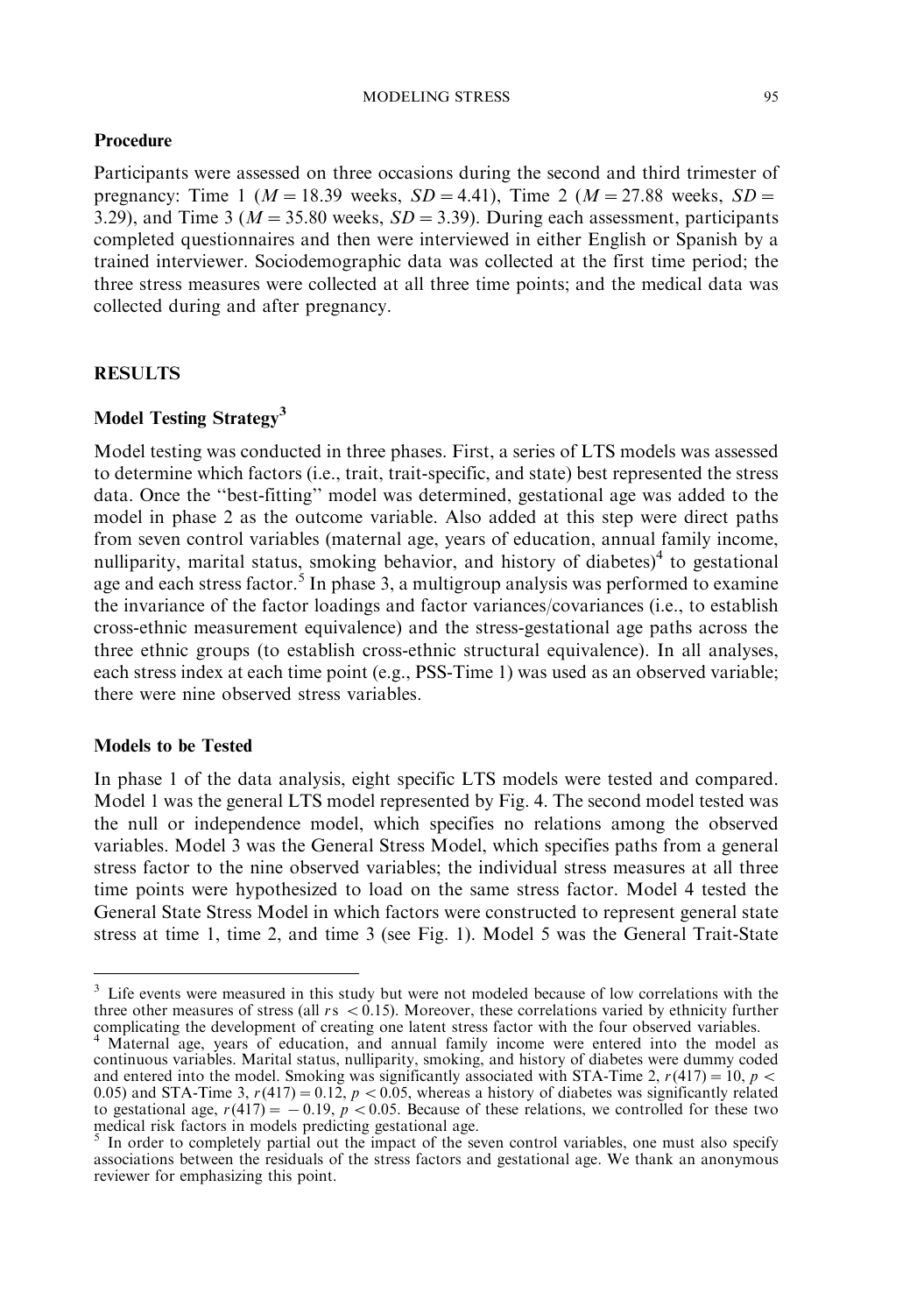## Procedure

Participants were assessed on three occasions during the second and third trimester of pregnancy: Time 1 ($M = 18.39$ weeks, $SD = 4.41$), Time 2 ($M = 27.88$ weeks, $SD = 3.29$), and Time 3 ($M = 35.80$ weeks, $SD = 3.39$). During each assessment, participants completed questionnaires and then were interviewed in either English or Spanish by a trained interviewer. Sociodemographic data was collected at the first time period; the three stress measures were collected at all three time points; and the medical data was collected during and after pregnancy.

## RESULTS

### Model Testing Strategy[3]

Model testing was conducted in three phases. First, a series of LTS models was assessed to determine which factors (i.e., trait, trait-specific, and state) best represented the stress data. Once the "best-fitting" model was determined, gestational age was added to the model in phase 2 as the outcome variable. Also added at this step were direct paths from seven control variables (maternal age, years of education, annual family income, nulliparity, marital status, smoking behavior, and history of diabetes)[4] to gestational age and each stress factor.[5] In phase 3, a multigroup analysis was performed to examine the invariance of the factor loadings and factor variances/covariances (i.e., to establish cross-ethnic measurement equivalence) and the stress-gestational age paths across the three ethnic groups (to establish cross-ethnic structural equivalence). In all analyses, each stress index at each time point (e.g., PSS-Time 1) was used as an observed variable; there were nine observed stress variables.

### Models to be Tested

In phase 1 of the data analysis, eight specific LTS models were tested and compared. Model 1 was the general LTS model represented by Fig. 4. The second model tested was the null or independence model, which specifies no relations among the observed variables. Model 3 was the General Stress Model, which specifies paths from a general stress factor to the nine observed variables; the individual stress measures at all three time points were hypothesized to load on the same stress factor. Model 4 tested the General State Stress Model in which factors were constructed to represent general state stress at time 1, time 2, and time 3 (see Fig. 1). Model 5 was the General Trait-State

---

[3] Life events were measured in this study but were not modeled because of low correlations with the three other measures of stress (all $r$s $< 0.15$). Moreover, these correlations varied by ethnicity further complicating the development of creating one latent stress factor with the four observed variables.

[4] Maternal age, years of education, and annual family income were entered into the model as continuous variables. Marital status, nulliparity, smoking, and history of diabetes were dummy coded and entered into the model. Smoking was significantly associated with STA-Time 2, $r(417) = 10$, $p < 0.05$) and STA-Time 3, $r(417) = 0.12$, $p < 0.05$, whereas a history of diabetes was significantly related to gestational age, $r(417) = -0.19$, $p < 0.05$. Because of these relations, we controlled for these two medical risk factors in models predicting gestational age.

[5] In order to completely partial out the impact of the seven control variables, one must also specify associations between the residuals of the stress factors and gestational age. We thank an anonymous reviewer for emphasizing this point.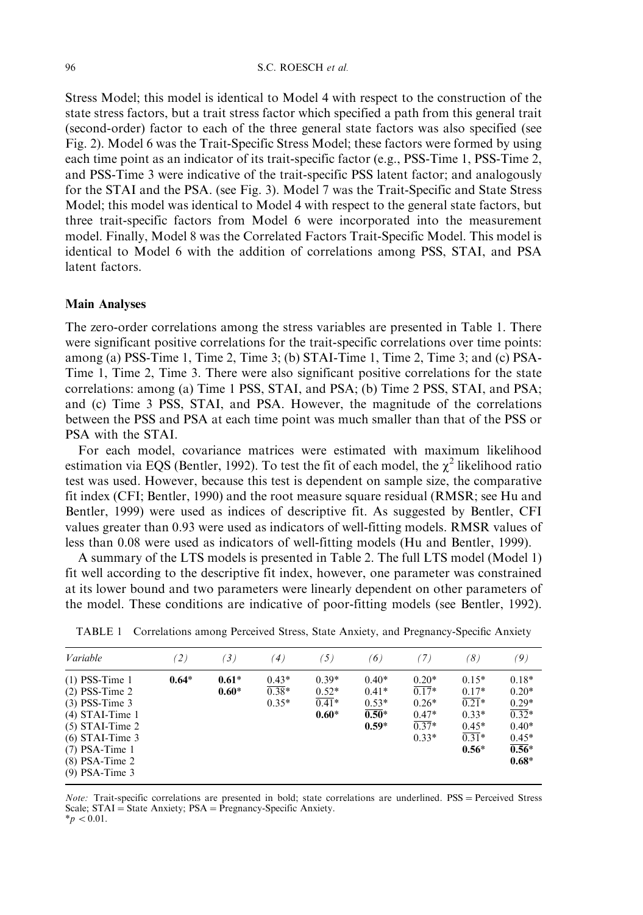Stress Model; this model is identical to Model 4 with respect to the construction of the state stress factors, but a trait stress factor which specified a path from this general trait (second-order) factor to each of the three general state factors was also specified (see Fig. 2). Model 6 was the Trait-Specific Stress Model; these factors were formed by using each time point as an indicator of its trait-specific factor (e.g., PSS-Time 1, PSS-Time 2, and PSS-Time 3 were indicative of the trait-specific PSS latent factor; and analogously for the STAI and the PSA. (see Fig. 3). Model 7 was the Trait-Specific and State Stress Model; this model was identical to Model 4 with respect to the general state factors, but three trait-specific factors from Model 6 were incorporated into the measurement model. Finally, Model 8 was the Correlated Factors Trait-Specific Model. This model is identical to Model 6 with the addition of correlations among PSS, STAI, and PSA latent factors.

### Main Analyses

The zero-order correlations among the stress variables are presented in Table 1. There were significant positive correlations for the trait-specific correlations over time points: among (a) PSS-Time 1, Time 2, Time 3; (b) STAI-Time 1, Time 2, Time 3; and (c) PSA-Time 1, Time 2, Time 3. There were also significant positive correlations for the state correlations: among (a) Time 1 PSS, STAI, and PSA; (b) Time 2 PSS, STAI, and PSA; and (c) Time 3 PSS, STAI, and PSA. However, the magnitude of the correlations between the PSS and PSA at each time point was much smaller than that of the PSS or PSA with the STAI.

For each model, covariance matrices were estimated with maximum likelihood estimation via EQS (Bentler, 1992). To test the fit of each model, the $\chi^2$ likelihood ratio test was used. However, because this test is dependent on sample size, the comparative fit index (CFI; Bentler, 1990) and the root measure square residual (RMSR; see Hu and Bentler, 1999) were used as indices of descriptive fit. As suggested by Bentler, CFI values greater than 0.93 were used as indicators of well-fitting models. RMSR values of less than 0.08 were used as indicators of well-fitting models (Hu and Bentler, 1999).

A summary of the LTS models is presented in Table 2. The full LTS model (Model 1) fit well according to the descriptive fit index, however, one parameter was constrained at its lower bound and two parameters were linearly dependent on other parameters of the model. These conditions are indicative of poor-fitting models (see Bentler, 1992).

TABLE 1 Correlations among Perceived Stress, State Anxiety, and Pregnancy-Specific Anxiety

| *Variable* | *(2)* | *(3)* | *(4)* | *(5)* | *(6)* | *(7)* | *(8)* | *(9)* |
|---|---|---|---|---|---|---|---|---|
| (1) PSS-Time 1 | **0.64*** | **0.61*** | <u>0.43*</u> | 0.39* | 0.40* | <u>0.20*</u> | 0.15* | 0.18* |
| (2) PSS-Time 2 | | **0.60*** | 0.38* | <u>0.52*</u> | 0.41* | 0.17* | <u>0.17*</u> | 0.20* |
| (3) PSS-Time 3 | | | 0.35* | 0.41* | <u>0.53*</u> | 0.26* | 0.21* | <u>0.29*</u> |
| (4) STAI-Time 1 | | | | **0.60*** | **0.50*** | <u>0.47*</u> | 0.33* | 0.32* |
| (5) STAI-Time 2 | | | | | **0.59*** | 0.37* | <u>0.45*</u> | 0.40* |
| (6) STAI-Time 3 | | | | | | 0.33* | 0.31* | <u>0.45*</u> |
| (7) PSA-Time 1 | | | | | | | **0.56*** | **0.56*** |
| (8) PSA-Time 2 | | | | | | | | **0.68*** |
| (9) PSA-Time 3 | | | | | | | | |

*Note:* Trait-specific correlations are presented in bold; state correlations are underlined. PSS = Perceived Stress Scale; STAI = State Anxiety; PSA = Pregnancy-Specific Anxiety.
$^*p < 0.01$.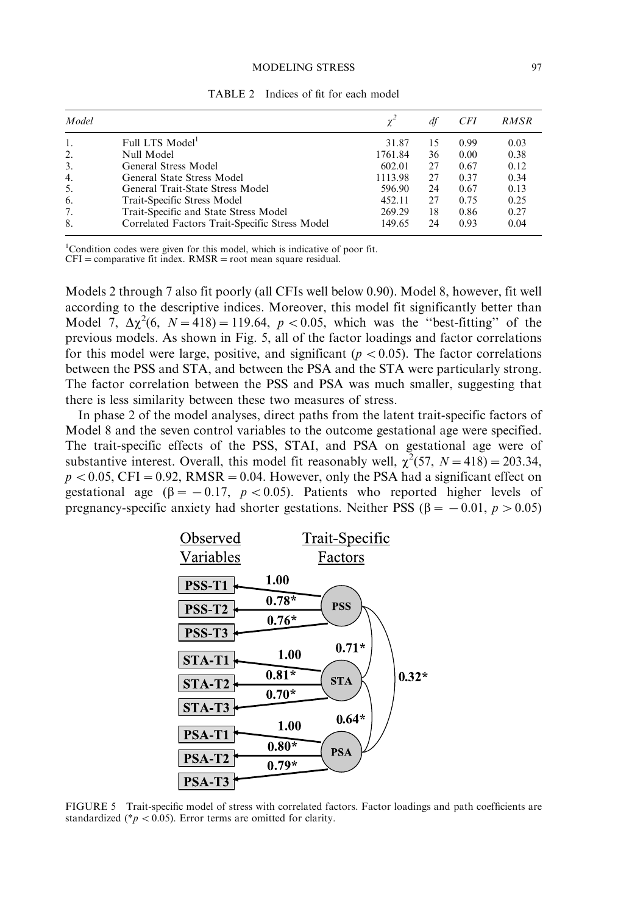TABLE 2 Indices of fit for each model

| Model | | $\chi^2$ | df | CFI | RMSR |
|---|---|---|---|---|---|
| 1. | Full LTS Model[1] | 31.87 | 15 | 0.99 | 0.03 |
| 2. | Null Model | 1761.84 | 36 | 0.00 | 0.38 |
| 3. | General Stress Model | 602.01 | 27 | 0.67 | 0.12 |
| 4. | General State Stress Model | 1113.98 | 27 | 0.37 | 0.34 |
| 5. | General Trait-State Stress Model | 596.90 | 24 | 0.67 | 0.13 |
| 6. | Trait-Specific Stress Model | 452.11 | 27 | 0.75 | 0.25 |
| 7. | Trait-Specific and State Stress Model | 269.29 | 18 | 0.86 | 0.27 |
| 8. | Correlated Factors Trait-Specific Stress Model | 149.65 | 24 | 0.93 | 0.04 |

[1]Condition codes were given for this model, which is indicative of poor fit.
CFI = comparative fit index. RMSR = root mean square residual.

Models 2 through 7 also fit poorly (all CFIs well below 0.90). Model 8, however, fit well according to the descriptive indices. Moreover, this model fit significantly better than Model 7, $\Delta\chi^2(6,\ N = 418) = 119.64$, $p < 0.05$, which was the "best-fitting" of the previous models. As shown in Fig. 5, all of the factor loadings and factor correlations for this model were large, positive, and significant ($p < 0.05$). The factor correlations between the PSS and STA, and between the PSA and the STA were particularly strong. The factor correlation between the PSS and PSA was much smaller, suggesting that there is less similarity between these two measures of stress.

In phase 2 of the model analyses, direct paths from the latent trait-specific factors of Model 8 and the seven control variables to the outcome gestational age were specified. The trait-specific effects of the PSS, STAI, and PSA on gestational age were of substantive interest. Overall, this model fit reasonably well, $\chi^2(57,\ N = 418) = 203.34$, $p < 0.05$, CFI = 0.92, RMSR = 0.04. However, only the PSA had a significant effect on gestational age ($\beta = -0.17$, $p < 0.05$). Patients who reported higher levels of pregnancy-specific anxiety had shorter gestations. Neither PSS ($\beta = -0.01$, $p > 0.05$)

FIGURE 5 Trait-specific model of stress with correlated factors. Factor loadings and path coefficients are standardized (*$p < 0.05$). Error terms are omitted for clarity.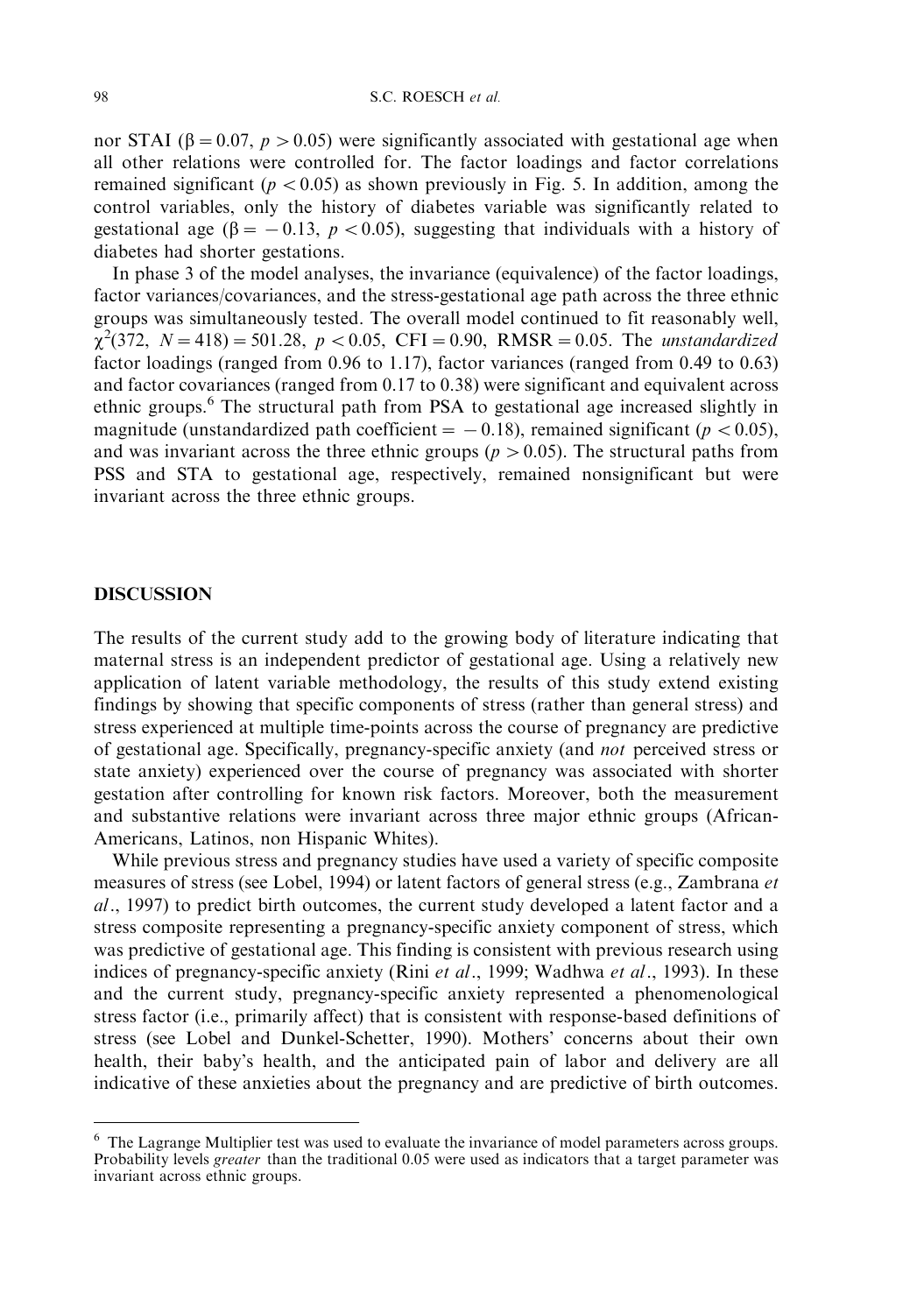nor STAI ($\beta = 0.07$, $p > 0.05$) were significantly associated with gestational age when all other relations were controlled for. The factor loadings and factor correlations remained significant ($p < 0.05$) as shown previously in Fig. 5. In addition, among the control variables, only the history of diabetes variable was significantly related to gestational age ($\beta = -0.13$, $p < 0.05$), suggesting that individuals with a history of diabetes had shorter gestations.

In phase 3 of the model analyses, the invariance (equivalence) of the factor loadings, factor variances/covariances, and the stress-gestational age path across the three ethnic groups was simultaneously tested. The overall model continued to fit reasonably well, $\chi^2(372,\ N = 418) = 501.28,\ p < 0.05,\ \text{CFI} = 0.90,\ \text{RMSR} = 0.05$. The *unstandardized* factor loadings (ranged from 0.96 to 1.17), factor variances (ranged from 0.49 to 0.63) and factor covariances (ranged from 0.17 to 0.38) were significant and equivalent across ethnic groups.[6] The structural path from PSA to gestational age increased slightly in magnitude (unstandardized path coefficient $= -0.18$), remained significant ($p < 0.05$), and was invariant across the three ethnic groups ($p > 0.05$). The structural paths from PSS and STA to gestational age, respectively, remained nonsignificant but were invariant across the three ethnic groups.

## DISCUSSION

The results of the current study add to the growing body of literature indicating that maternal stress is an independent predictor of gestational age. Using a relatively new application of latent variable methodology, the results of this study extend existing findings by showing that specific components of stress (rather than general stress) and stress experienced at multiple time-points across the course of pregnancy are predictive of gestational age. Specifically, pregnancy-specific anxiety (and *not* perceived stress or state anxiety) experienced over the course of pregnancy was associated with shorter gestation after controlling for known risk factors. Moreover, both the measurement and substantive relations were invariant across three major ethnic groups (African-Americans, Latinos, non Hispanic Whites).

While previous stress and pregnancy studies have used a variety of specific composite measures of stress (see Lobel, 1994) or latent factors of general stress (e.g., Zambrana *et al*., 1997) to predict birth outcomes, the current study developed a latent factor and a stress composite representing a pregnancy-specific anxiety component of stress, which was predictive of gestational age. This finding is consistent with previous research using indices of pregnancy-specific anxiety (Rini *et al*., 1999; Wadhwa *et al*., 1993). In these and the current study, pregnancy-specific anxiety represented a phenomenological stress factor (i.e., primarily affect) that is consistent with response-based definitions of stress (see Lobel and Dunkel-Schetter, 1990). Mothers' concerns about their own health, their baby's health, and the anticipated pain of labor and delivery are all indicative of these anxieties about the pregnancy and are predictive of birth outcomes.

[6] The Lagrange Multiplier test was used to evaluate the invariance of model parameters across groups. Probability levels *greater* than the traditional 0.05 were used as indicators that a target parameter was invariant across ethnic groups.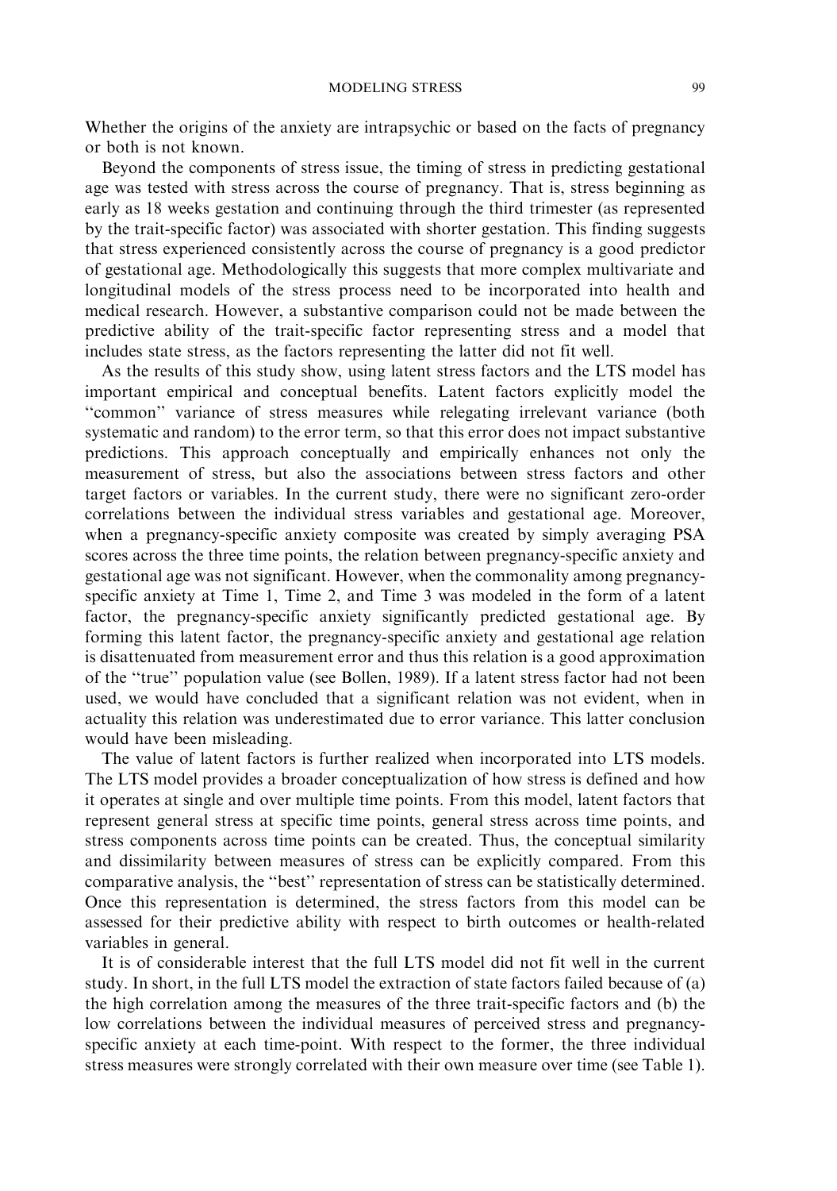Whether the origins of the anxiety are intrapsychic or based on the facts of pregnancy or both is not known.

Beyond the components of stress issue, the timing of stress in predicting gestational age was tested with stress across the course of pregnancy. That is, stress beginning as early as 18 weeks gestation and continuing through the third trimester (as represented by the trait-specific factor) was associated with shorter gestation. This finding suggests that stress experienced consistently across the course of pregnancy is a good predictor of gestational age. Methodologically this suggests that more complex multivariate and longitudinal models of the stress process need to be incorporated into health and medical research. However, a substantive comparison could not be made between the predictive ability of the trait-specific factor representing stress and a model that includes state stress, as the factors representing the latter did not fit well.

As the results of this study show, using latent stress factors and the LTS model has important empirical and conceptual benefits. Latent factors explicitly model the "common" variance of stress measures while relegating irrelevant variance (both systematic and random) to the error term, so that this error does not impact substantive predictions. This approach conceptually and empirically enhances not only the measurement of stress, but also the associations between stress factors and other target factors or variables. In the current study, there were no significant zero-order correlations between the individual stress variables and gestational age. Moreover, when a pregnancy-specific anxiety composite was created by simply averaging PSA scores across the three time points, the relation between pregnancy-specific anxiety and gestational age was not significant. However, when the commonality among pregnancy-specific anxiety at Time 1, Time 2, and Time 3 was modeled in the form of a latent factor, the pregnancy-specific anxiety significantly predicted gestational age. By forming this latent factor, the pregnancy-specific anxiety and gestational age relation is disattenuated from measurement error and thus this relation is a good approximation of the "true" population value (see Bollen, 1989). If a latent stress factor had not been used, we would have concluded that a significant relation was not evident, when in actuality this relation was underestimated due to error variance. This latter conclusion would have been misleading.

The value of latent factors is further realized when incorporated into LTS models. The LTS model provides a broader conceptualization of how stress is defined and how it operates at single and over multiple time points. From this model, latent factors that represent general stress at specific time points, general stress across time points, and stress components across time points can be created. Thus, the conceptual similarity and dissimilarity between measures of stress can be explicitly compared. From this comparative analysis, the "best" representation of stress can be statistically determined. Once this representation is determined, the stress factors from this model can be assessed for their predictive ability with respect to birth outcomes or health-related variables in general.

It is of considerable interest that the full LTS model did not fit well in the current study. In short, in the full LTS model the extraction of state factors failed because of (a) the high correlation among the measures of the three trait-specific factors and (b) the low correlations between the individual measures of perceived stress and pregnancy-specific anxiety at each time-point. With respect to the former, the three individual stress measures were strongly correlated with their own measure over time (see Table 1).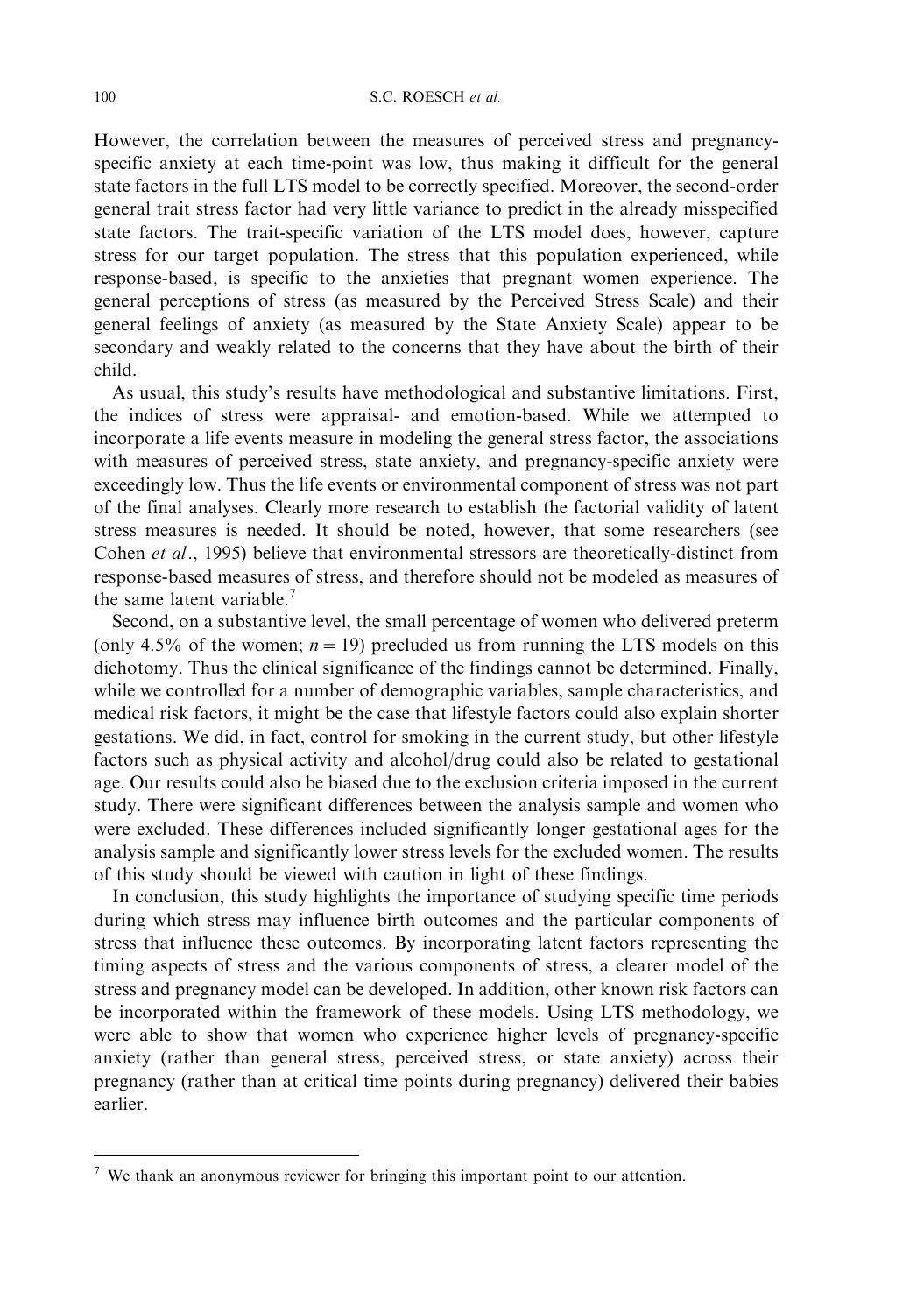However, the correlation between the measures of perceived stress and pregnancy-specific anxiety at each time-point was low, thus making it difficult for the general state factors in the full LTS model to be correctly specified. Moreover, the second-order general trait stress factor had very little variance to predict in the already misspecified state factors. The trait-specific variation of the LTS model does, however, capture stress for our target population. The stress that this population experienced, while response-based, is specific to the anxieties that pregnant women experience. The general perceptions of stress (as measured by the Perceived Stress Scale) and their general feelings of anxiety (as measured by the State Anxiety Scale) appear to be secondary and weakly related to the concerns that they have about the birth of their child.

As usual, this study's results have methodological and substantive limitations. First, the indices of stress were appraisal- and emotion-based. While we attempted to incorporate a life events measure in modeling the general stress factor, the associations with measures of perceived stress, state anxiety, and pregnancy-specific anxiety were exceedingly low. Thus the life events or environmental component of stress was not part of the final analyses. Clearly more research to establish the factorial validity of latent stress measures is needed. It should be noted, however, that some researchers (see Cohen *et al.*, 1995) believe that environmental stressors are theoretically-distinct from response-based measures of stress, and therefore should not be modeled as measures of the same latent variable.[7]

Second, on a substantive level, the small percentage of women who delivered preterm (only 4.5% of the women; $n = 19$) precluded us from running the LTS models on this dichotomy. Thus the clinical significance of the findings cannot be determined. Finally, while we controlled for a number of demographic variables, sample characteristics, and medical risk factors, it might be the case that lifestyle factors could also explain shorter gestations. We did, in fact, control for smoking in the current study, but other lifestyle factors such as physical activity and alcohol/drug could also be related to gestational age. Our results could also be biased due to the exclusion criteria imposed in the current study. There were significant differences between the analysis sample and women who were excluded. These differences included significantly longer gestational ages for the analysis sample and significantly lower stress levels for the excluded women. The results of this study should be viewed with caution in light of these findings.

In conclusion, this study highlights the importance of studying specific time periods during which stress may influence birth outcomes and the particular components of stress that influence these outcomes. By incorporating latent factors representing the timing aspects of stress and the various components of stress, a clearer model of the stress and pregnancy model can be developed. In addition, other known risk factors can be incorporated within the framework of these models. Using LTS methodology, we were able to show that women who experience higher levels of pregnancy-specific anxiety (rather than general stress, perceived stress, or state anxiety) across their pregnancy (rather than at critical time points during pregnancy) delivered their babies earlier.

---

[7] We thank an anonymous reviewer for bringing this important point to our attention.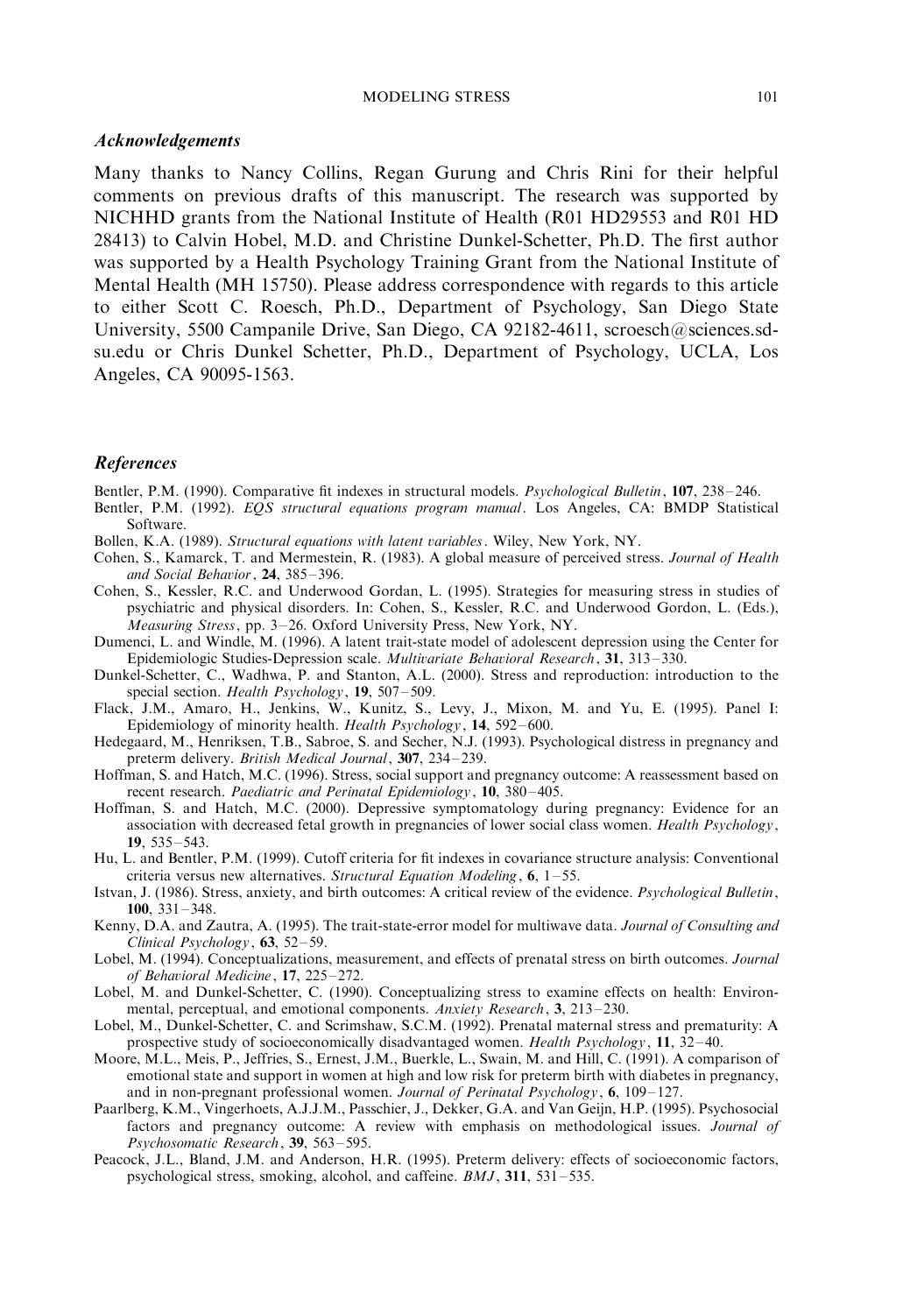### *Acknowledgements*

Many thanks to Nancy Collins, Regan Gurung and Chris Rini for their helpful comments on previous drafts of this manuscript. The research was supported by NICHHD grants from the National Institute of Health (R01 HD29553 and R01 HD 28413) to Calvin Hobel, M.D. and Christine Dunkel-Schetter, Ph.D. The first author was supported by a Health Psychology Training Grant from the National Institute of Mental Health (MH 15750). Please address correspondence with regards to this article to either Scott C. Roesch, Ph.D., Department of Psychology, San Diego State University, 5500 Campanile Drive, San Diego, CA 92182-4611, scroesch@sciences.sdsu.edu or Chris Dunkel Schetter, Ph.D., Department of Psychology, UCLA, Los Angeles, CA 90095-1563.

### *References*

Bentler, P.M. (1990). Comparative fit indexes in structural models. *Psychological Bulletin*, **107**, 238–246.

Bentler, P.M. (1992). *EQS structural equations program manual*. Los Angeles, CA: BMDP Statistical Software.

Bollen, K.A. (1989). *Structural equations with latent variables*. Wiley, New York, NY.

Cohen, S., Kamarck, T. and Mermestein, R. (1983). A global measure of perceived stress. *Journal of Health and Social Behavior*, **24**, 385–396.

Cohen, S., Kessler, R.C. and Underwood Gordan, L. (1995). Strategies for measuring stress in studies of psychiatric and physical disorders. In: Cohen, S., Kessler, R.C. and Underwood Gordon, L. (Eds.), *Measuring Stress*, pp. 3–26. Oxford University Press, New York, NY.

Dumenci, L. and Windle, M. (1996). A latent trait-state model of adolescent depression using the Center for Epidemiologic Studies-Depression scale. *Multivariate Behavioral Research*, **31**, 313–330.

Dunkel-Schetter, C., Wadhwa, P. and Stanton, A.L. (2000). Stress and reproduction: introduction to the special section. *Health Psychology*, **19**, 507–509.

Flack, J.M., Amaro, H., Jenkins, W., Kunitz, S., Levy, J., Mixon, M. and Yu, E. (1995). Panel I: Epidemiology of minority health. *Health Psychology*, **14**, 592–600.

Hedegaard, M., Henriksen, T.B., Sabroe, S. and Secher, N.J. (1993). Psychological distress in pregnancy and preterm delivery. *British Medical Journal*, **307**, 234–239.

Hoffman, S. and Hatch, M.C. (1996). Stress, social support and pregnancy outcome: A reassessment based on recent research. *Paediatric and Perinatal Epidemiology*, **10**, 380–405.

Hoffman, S. and Hatch, M.C. (2000). Depressive symptomatology during pregnancy: Evidence for an association with decreased fetal growth in pregnancies of lower social class women. *Health Psychology*, **19**, 535–543.

Hu, L. and Bentler, P.M. (1999). Cutoff criteria for fit indexes in covariance structure analysis: Conventional criteria versus new alternatives. *Structural Equation Modeling*, **6**, 1–55.

Istvan, J. (1986). Stress, anxiety, and birth outcomes: A critical review of the evidence. *Psychological Bulletin*, **100**, 331–348.

Kenny, D.A. and Zautra, A. (1995). The trait-state-error model for multiwave data. *Journal of Consulting and Clinical Psychology*, **63**, 52–59.

Lobel, M. (1994). Conceptualizations, measurement, and effects of prenatal stress on birth outcomes. *Journal of Behavioral Medicine*, **17**, 225–272.

Lobel, M. and Dunkel-Schetter, C. (1990). Conceptualizing stress to examine effects on health: Environmental, perceptual, and emotional components. *Anxiety Research*, **3**, 213–230.

Lobel, M., Dunkel-Schetter, C. and Scrimshaw, S.C.M. (1992). Prenatal maternal stress and prematurity: A prospective study of socioeconomically disadvantaged women. *Health Psychology*, **11**, 32–40.

Moore, M.L., Meis, P., Jeffries, S., Ernest, J.M., Buerkle, L., Swain, M. and Hill, C. (1991). A comparison of emotional state and support in women at high and low risk for preterm birth with diabetes in pregnancy, and in non-pregnant professional women. *Journal of Perinatal Psychology*, **6**, 109–127.

Paarlberg, K.M., Vingerhoets, A.J.J.M., Passchier, J., Dekker, G.A. and Van Geijn, H.P. (1995). Psychosocial factors and pregnancy outcome: A review with emphasis on methodological issues. *Journal of Psychosomatic Research*, **39**, 563–595.

Peacock, J.L., Bland, J.M. and Anderson, H.R. (1995). Preterm delivery: effects of socioeconomic factors, psychological stress, smoking, alcohol, and caffeine. *BMJ*, **311**, 531–535.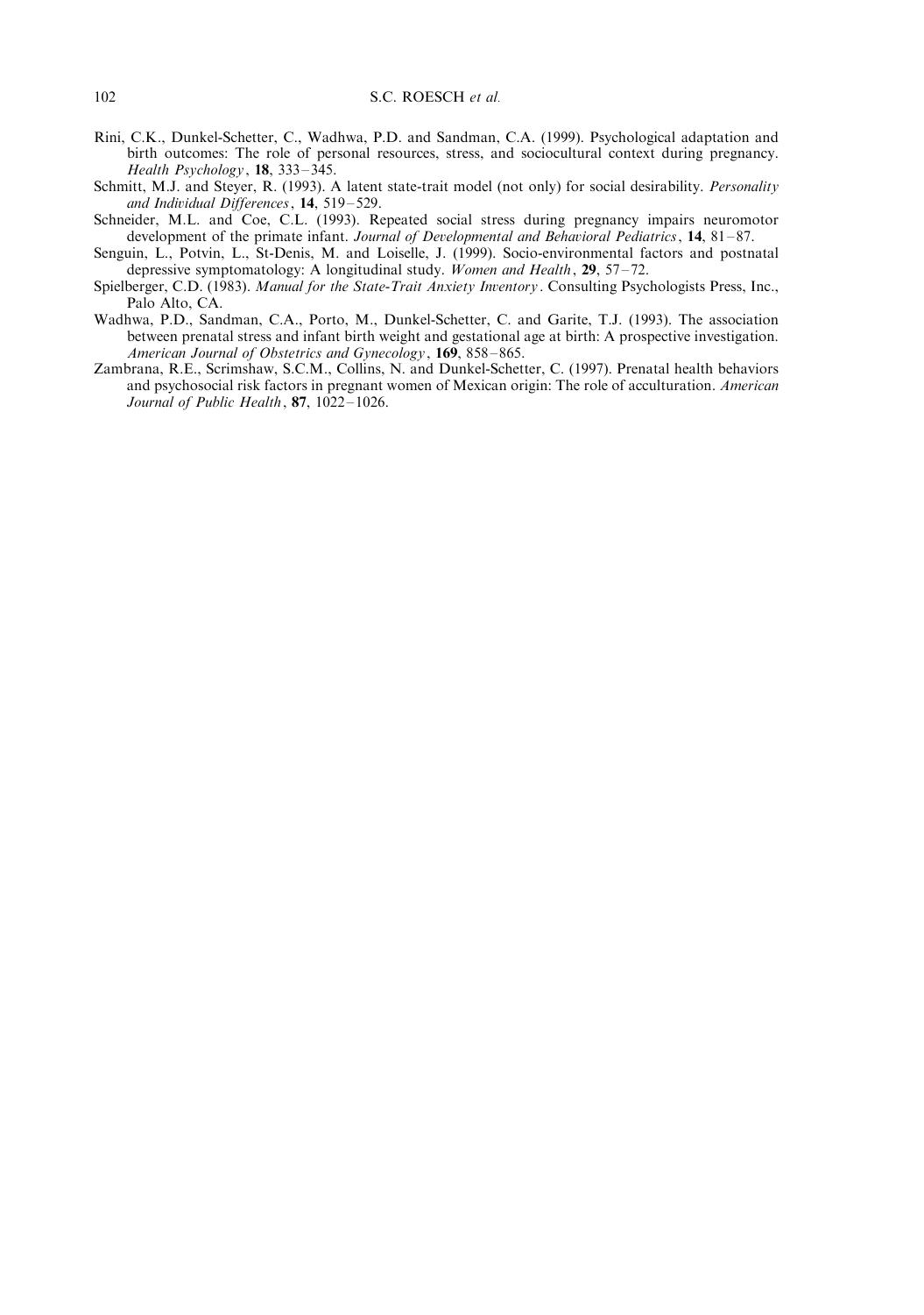Rini, C.K., Dunkel-Schetter, C., Wadhwa, P.D. and Sandman, C.A. (1999). Psychological adaptation and birth outcomes: The role of personal resources, stress, and sociocultural context during pregnancy. *Health Psychology*, **18**, 333–345.

Schmitt, M.J. and Steyer, R. (1993). A latent state-trait model (not only) for social desirability. *Personality and Individual Differences*, **14**, 519–529.

Schneider, M.L. and Coe, C.L. (1993). Repeated social stress during pregnancy impairs neuromotor development of the primate infant. *Journal of Developmental and Behavioral Pediatrics*, **14**, 81–87.

Senguin, L., Potvin, L., St-Denis, M. and Loiselle, J. (1999). Socio-environmental factors and postnatal depressive symptomatology: A longitudinal study. *Women and Health*, **29**, 57–72.

Spielberger, C.D. (1983). *Manual for the State-Trait Anxiety Inventory*. Consulting Psychologists Press, Inc., Palo Alto, CA.

Wadhwa, P.D., Sandman, C.A., Porto, M., Dunkel-Schetter, C. and Garite, T.J. (1993). The association between prenatal stress and infant birth weight and gestational age at birth: A prospective investigation. *American Journal of Obstetrics and Gynecology*, **169**, 858–865.

Zambrana, R.E., Scrimshaw, S.C.M., Collins, N. and Dunkel-Schetter, C. (1997). Prenatal health behaviors and psychosocial risk factors in pregnant women of Mexican origin: The role of acculturation. *American Journal of Public Health*, **87**, 1022–1026.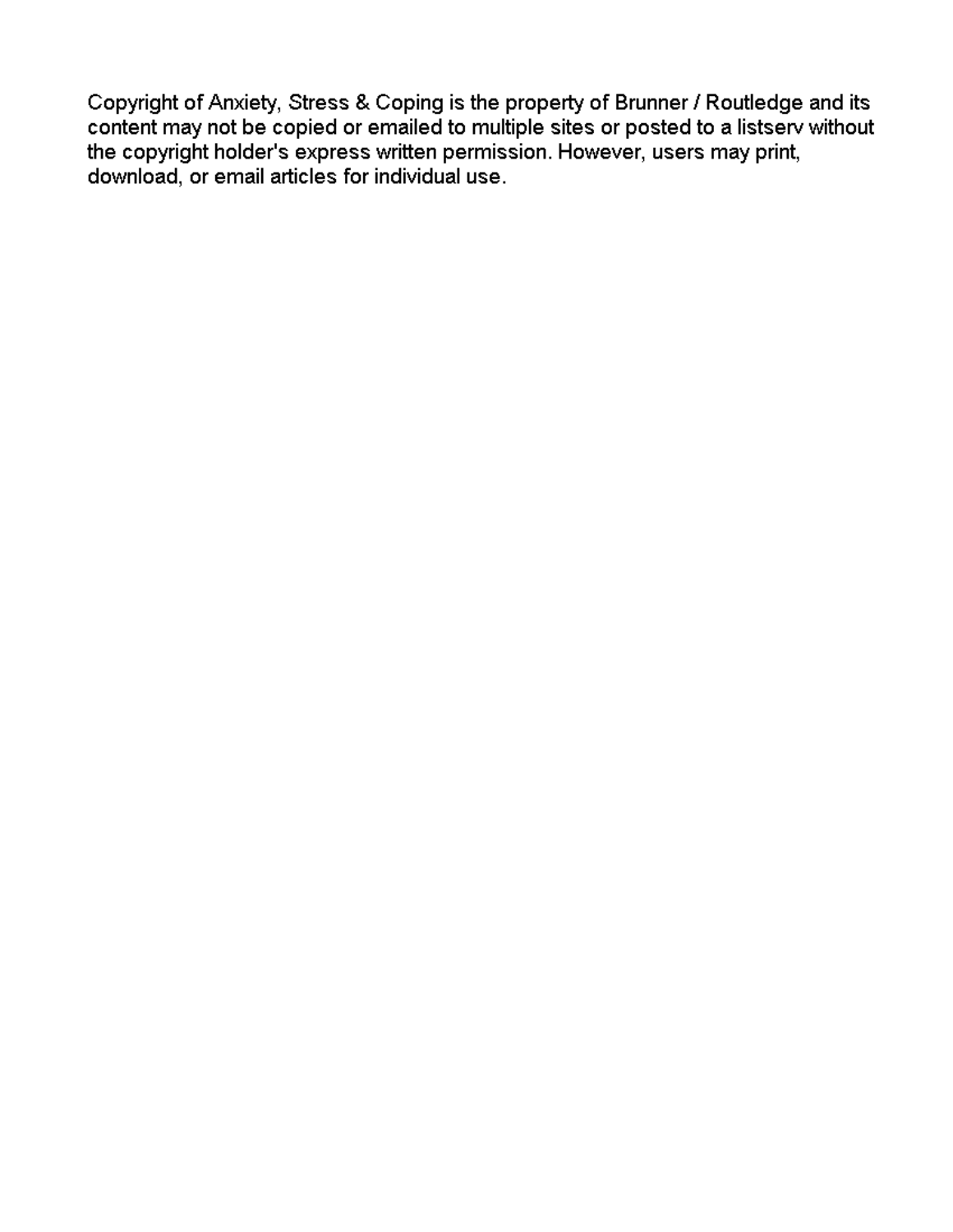Copyright of Anxiety, Stress & Coping is the property of Brunner / Routledge and its content may not be copied or emailed to multiple sites or posted to a listserv without the copyright holder's express written permission. However, users may print, download, or email articles for individual use.